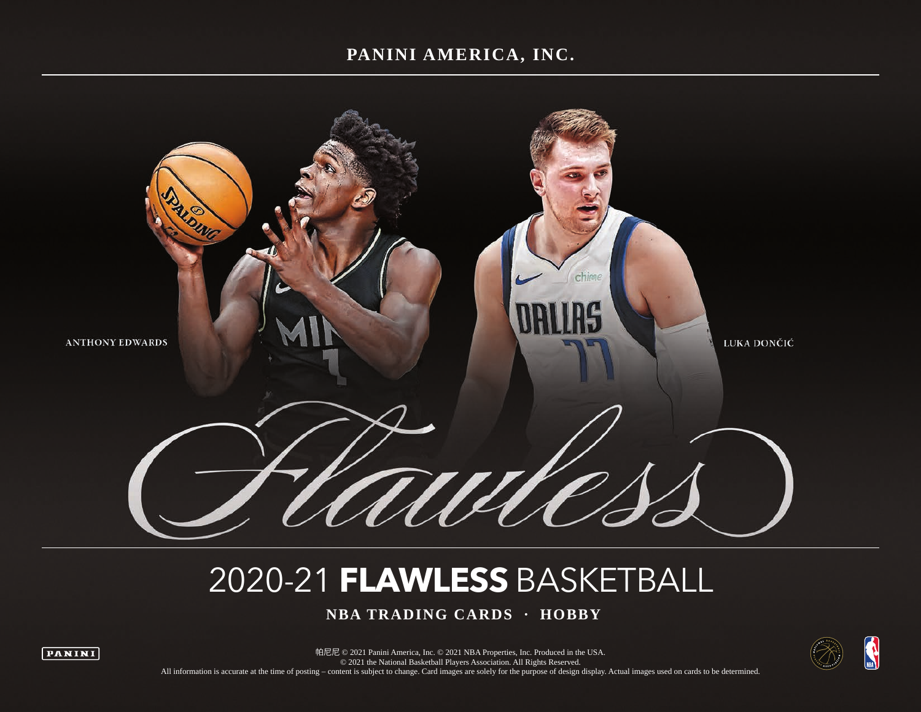# PANINI AMERICA, INC.

ANTHONY EDWARDS

LUKA DONČIĆ

*Flawless*

## 2020-21 **FLAWLESS** BASKETBALL

**NBA TRADING CARDS · HOBBY**

帕尼尼 © 2021 Panini America, Inc. © 2021 NBA Properties, Inc. Produced in the USA.
© 2021 the National Basketball Players Association. All Rights Reserved.
All information is accurate at the time of posting – content is subject to change. Card images are solely for the purpose of design display. Actual images used on cards to be determined.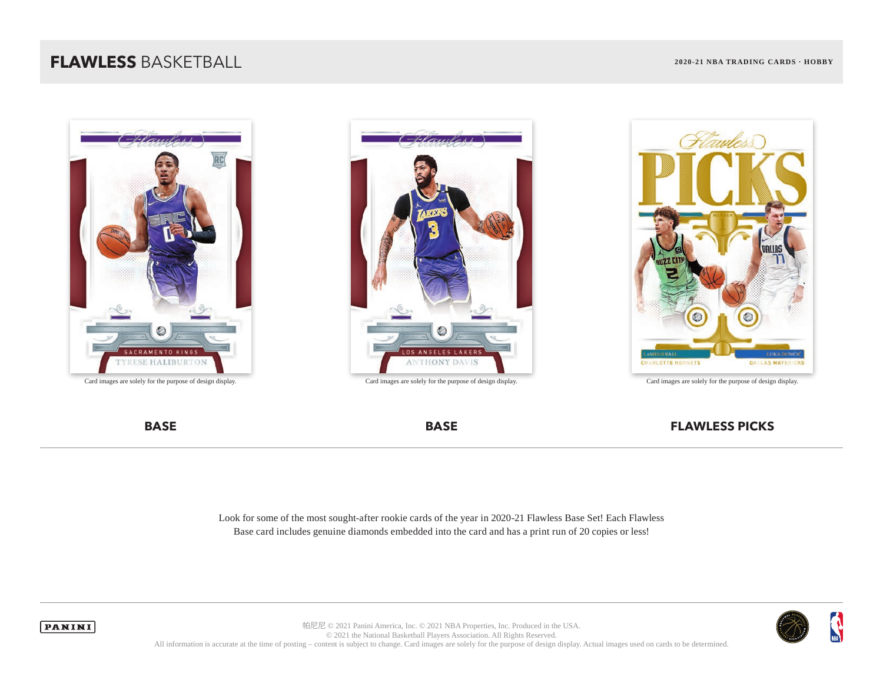Card images are solely for the purpose of design display.

**BASE**

Card images are solely for the purpose of design display.

**BASE**

Card images are solely for the purpose of design display.

**FLAWLESS PICKS**

Look for some of the most sought-after rookie cards of the year in 2020-21 Flawless Base Set! Each Flawless Base card includes genuine diamonds embedded into the card and has a print run of 20 copies or less!

帕尼尼 © 2021 Panini America, Inc. © 2021 NBA Properties, Inc. Produced in the USA.
© 2021 the National Basketball Players Association. All Rights Reserved.
All information is accurate at the time of posting – content is subject to change. Card images are solely for the purpose of design display. Actual images used on cards to be determined.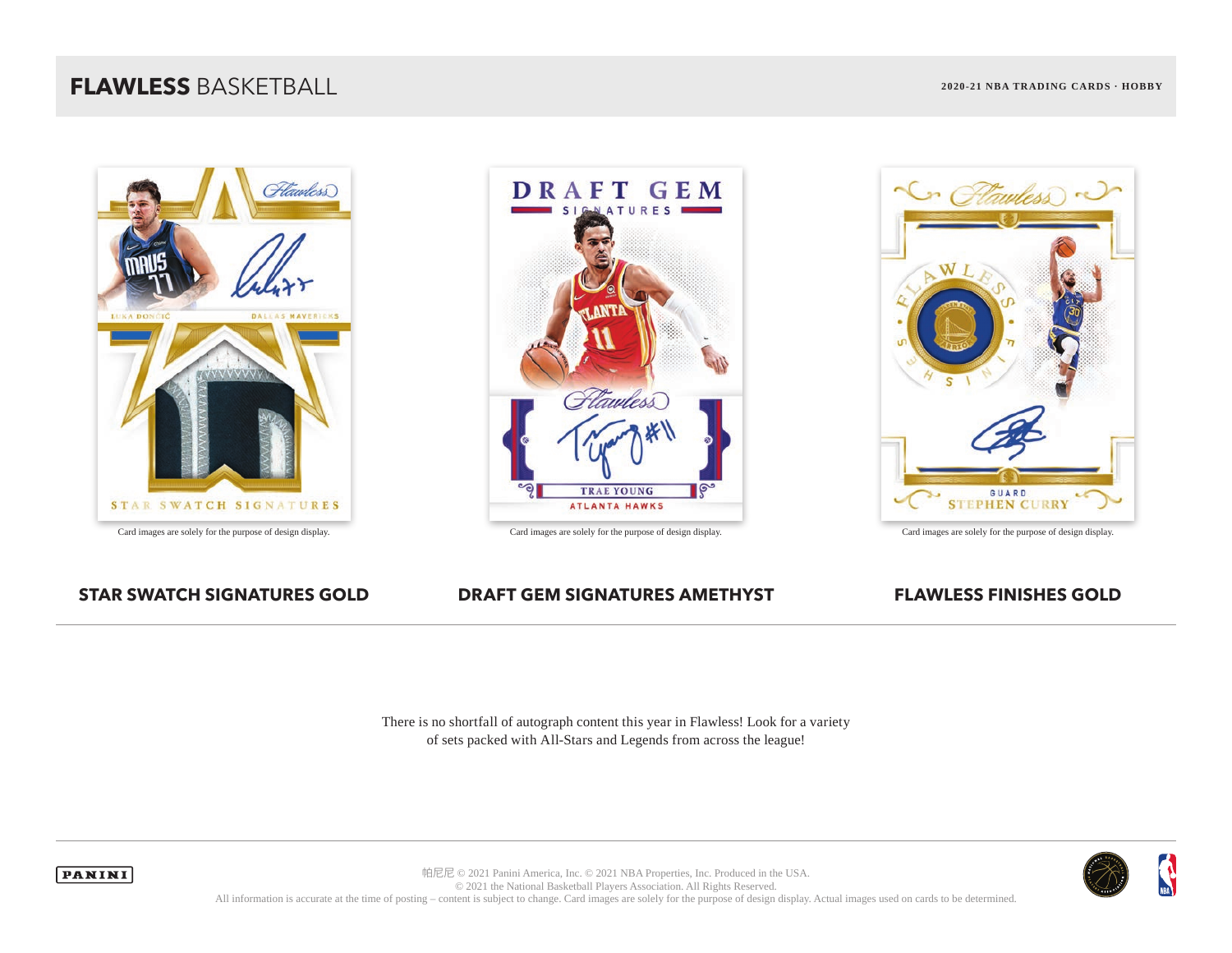# **FLAWLESS** BASKETBALL

**2020-21 NBA TRADING CARDS · HOBBY**

Card images are solely for the purpose of design display.

Card images are solely for the purpose of design display.

Card images are solely for the purpose of design display.

**STAR SWATCH SIGNATURES GOLD**

**DRAFT GEM SIGNATURES AMETHYST**

**FLAWLESS FINISHES GOLD**

There is no shortfall of autograph content this year in Flawless! Look for a variety of sets packed with All-Stars and Legends from across the league!

帕尼尼 © 2021 Panini America, Inc. © 2021 NBA Properties, Inc. Produced in the USA.
© 2021 the National Basketball Players Association. All Rights Reserved.
All information is accurate at the time of posting – content is subject to change. Card images are solely for the purpose of design display. Actual images used on cards to be determined.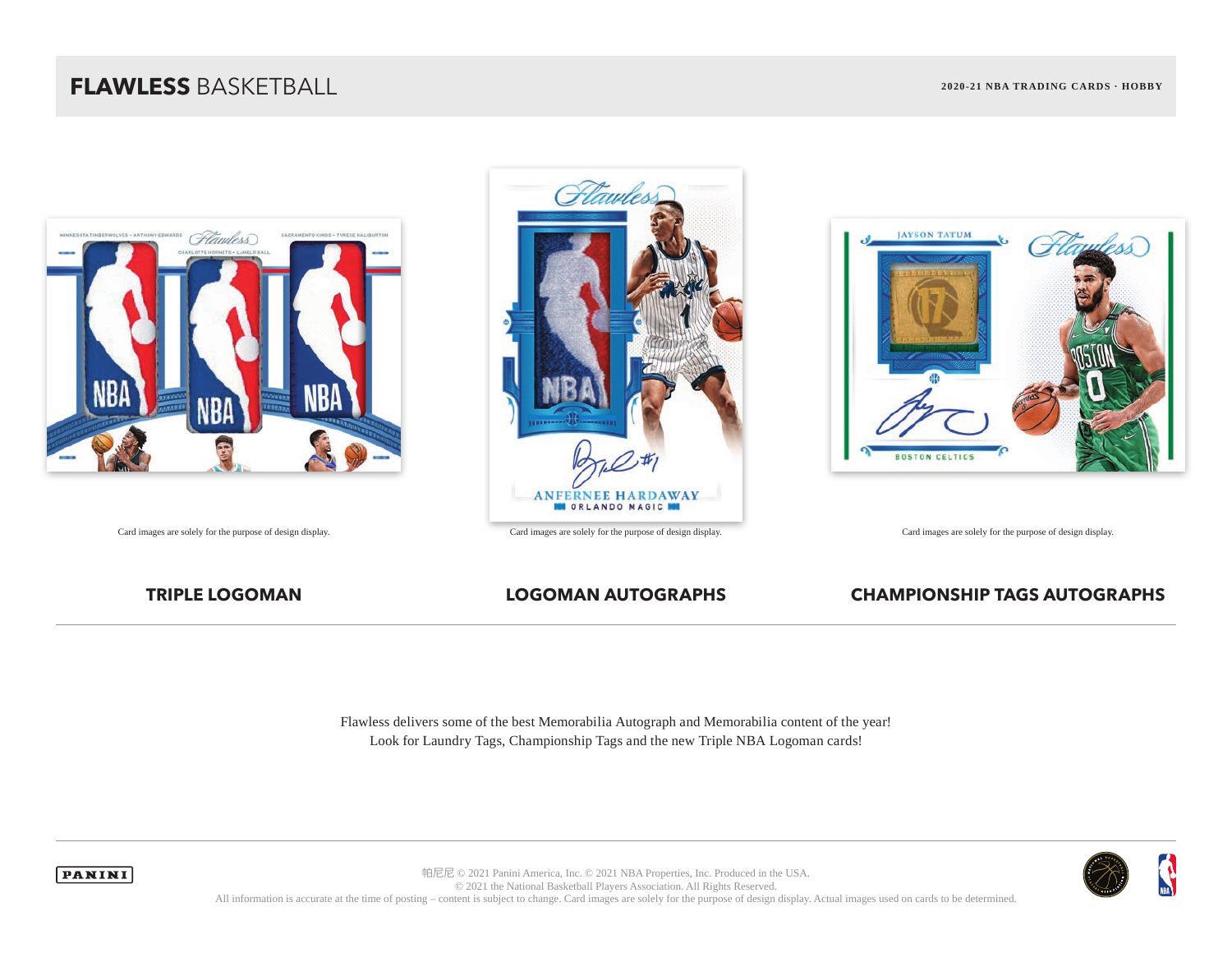# FLAWLESS BASKETBALL

**2020-21 NBA TRADING CARDS · HOBBY**

Card images are solely for the purpose of design display.

Card images are solely for the purpose of design display.

Card images are solely for the purpose of design display.

## TRIPLE LOGOMAN

## LOGOMAN AUTOGRAPHS

## CHAMPIONSHIP TAGS AUTOGRAPHS

Flawless delivers some of the best Memorabilia Autograph and Memorabilia content of the year!
Look for Laundry Tags, Championship Tags and the new Triple NBA Logoman cards!

帕尼尼 © 2021 Panini America, Inc. © 2021 NBA Properties, Inc. Produced in the USA.
© 2021 the National Basketball Players Association. All Rights Reserved.
All information is accurate at the time of posting – content is subject to change. Card images are solely for the purpose of design display. Actual images used on cards to be determined.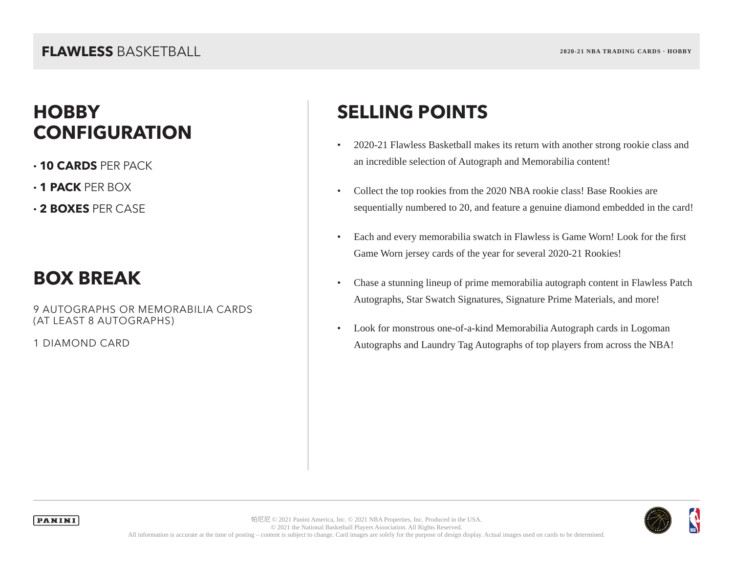# HOBBY CONFIGURATION

- **10 CARDS** PER PACK
- **1 PACK** PER BOX
- **2 BOXES** PER CASE

# BOX BREAK

9 AUTOGRAPHS OR MEMORABILIA CARDS (AT LEAST 8 AUTOGRAPHS)

1 DIAMOND CARD

# SELLING POINTS

- 2020-21 Flawless Basketball makes its return with another strong rookie class and an incredible selection of Autograph and Memorabilia content!
- Collect the top rookies from the 2020 NBA rookie class! Base Rookies are sequentially numbered to 20, and feature a genuine diamond embedded in the card!
- Each and every memorabilia swatch in Flawless is Game Worn! Look for the first Game Worn jersey cards of the year for several 2020-21 Rookies!
- Chase a stunning lineup of prime memorabilia autograph content in Flawless Patch Autographs, Star Swatch Signatures, Signature Prime Materials, and more!
- Look for monstrous one-of-a-kind Memorabilia Autograph cards in Logoman Autographs and Laundry Tag Autographs of top players from across the NBA!

帕尼尼 © 2021 Panini America, Inc. © 2021 NBA Properties, Inc. Produced in the USA.
© 2021 the National Basketball Players Association. All Rights Reserved.
All information is accurate at the time of posting – content is subject to change. Card images are solely for the purpose of design display. Actual images used on cards to be determined.